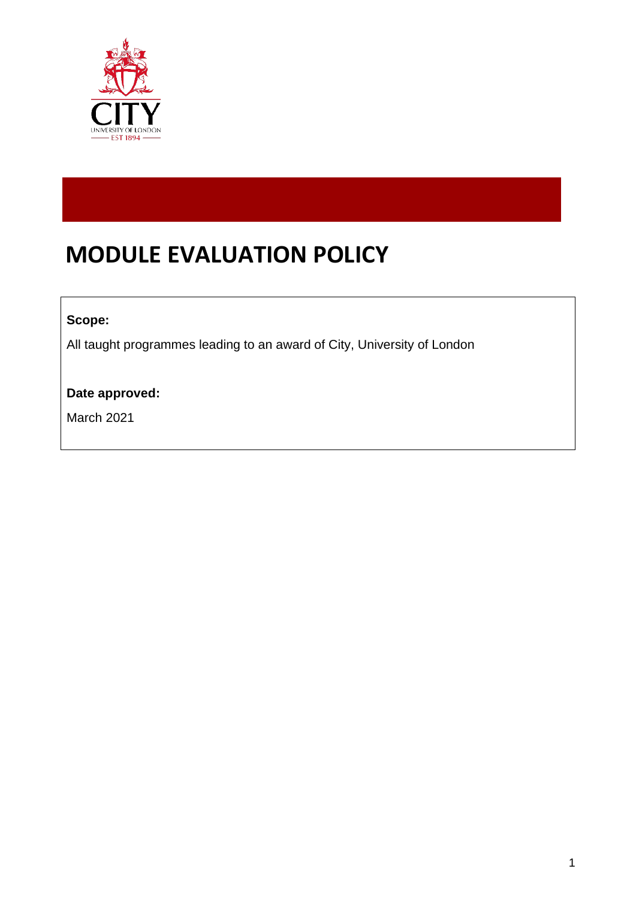# MODULE EVALUATION POLICY

**Scope:**

All taught programmes leading to an award of City, University of London

**Date approved:**

March 2021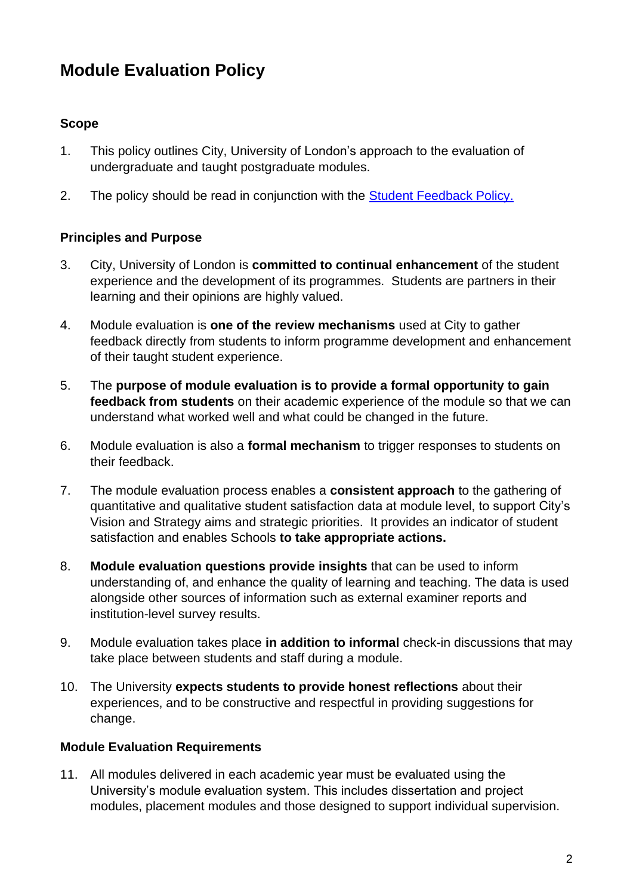# Module Evaluation Policy

## Scope

1. This policy outlines City, University of London's approach to the evaluation of undergraduate and taught postgraduate modules.

2. The policy should be read in conjunction with the [Student Feedback Policy.](#)

## Principles and Purpose

3. City, University of London is **committed to continual enhancement** of the student experience and the development of its programmes. Students are partners in their learning and their opinions are highly valued.

4. Module evaluation is **one of the review mechanisms** used at City to gather feedback directly from students to inform programme development and enhancement of their taught student experience.

5. The **purpose of module evaluation is to provide a formal opportunity to gain feedback from students** on their academic experience of the module so that we can understand what worked well and what could be changed in the future.

6. Module evaluation is also a **formal mechanism** to trigger responses to students on their feedback.

7. The module evaluation process enables a **consistent approach** to the gathering of quantitative and qualitative student satisfaction data at module level, to support City's Vision and Strategy aims and strategic priorities. It provides an indicator of student satisfaction and enables Schools **to take appropriate actions.**

8. **Module evaluation questions provide insights** that can be used to inform understanding of, and enhance the quality of learning and teaching. The data is used alongside other sources of information such as external examiner reports and institution-level survey results.

9. Module evaluation takes place **in addition to informal** check-in discussions that may take place between students and staff during a module.

10. The University **expects students to provide honest reflections** about their experiences, and to be constructive and respectful in providing suggestions for change.

## Module Evaluation Requirements

11. All modules delivered in each academic year must be evaluated using the University's module evaluation system. This includes dissertation and project modules, placement modules and those designed to support individual supervision.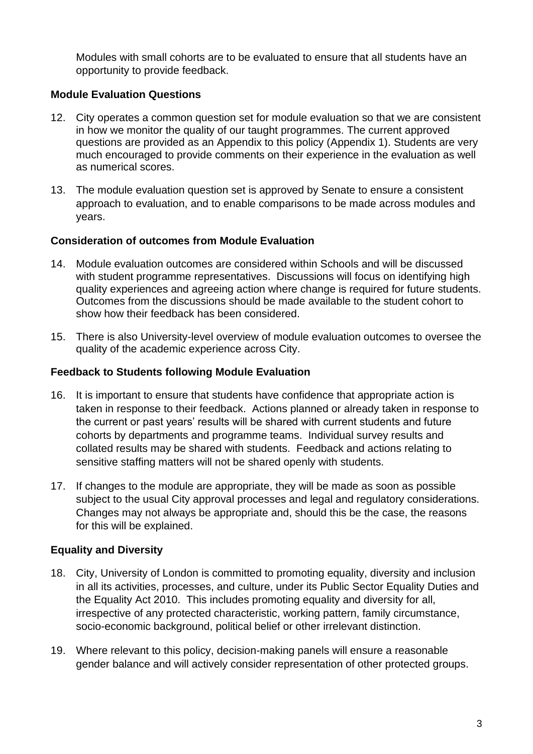Modules with small cohorts are to be evaluated to ensure that all students have an opportunity to provide feedback.

**Module Evaluation Questions**

12. City operates a common question set for module evaluation so that we are consistent in how we monitor the quality of our taught programmes. The current approved questions are provided as an Appendix to this policy (Appendix 1). Students are very much encouraged to provide comments on their experience in the evaluation as well as numerical scores.

13. The module evaluation question set is approved by Senate to ensure a consistent approach to evaluation, and to enable comparisons to be made across modules and years.

**Consideration of outcomes from Module Evaluation**

14. Module evaluation outcomes are considered within Schools and will be discussed with student programme representatives. Discussions will focus on identifying high quality experiences and agreeing action where change is required for future students. Outcomes from the discussions should be made available to the student cohort to show how their feedback has been considered.

15. There is also University-level overview of module evaluation outcomes to oversee the quality of the academic experience across City.

**Feedback to Students following Module Evaluation**

16. It is important to ensure that students have confidence that appropriate action is taken in response to their feedback. Actions planned or already taken in response to the current or past years' results will be shared with current students and future cohorts by departments and programme teams. Individual survey results and collated results may be shared with students. Feedback and actions relating to sensitive staffing matters will not be shared openly with students.

17. If changes to the module are appropriate, they will be made as soon as possible subject to the usual City approval processes and legal and regulatory considerations. Changes may not always be appropriate and, should this be the case, the reasons for this will be explained.

**Equality and Diversity**

18. City, University of London is committed to promoting equality, diversity and inclusion in all its activities, processes, and culture, under its Public Sector Equality Duties and the Equality Act 2010. This includes promoting equality and diversity for all, irrespective of any protected characteristic, working pattern, family circumstance, socio-economic background, political belief or other irrelevant distinction.

19. Where relevant to this policy, decision-making panels will ensure a reasonable gender balance and will actively consider representation of other protected groups.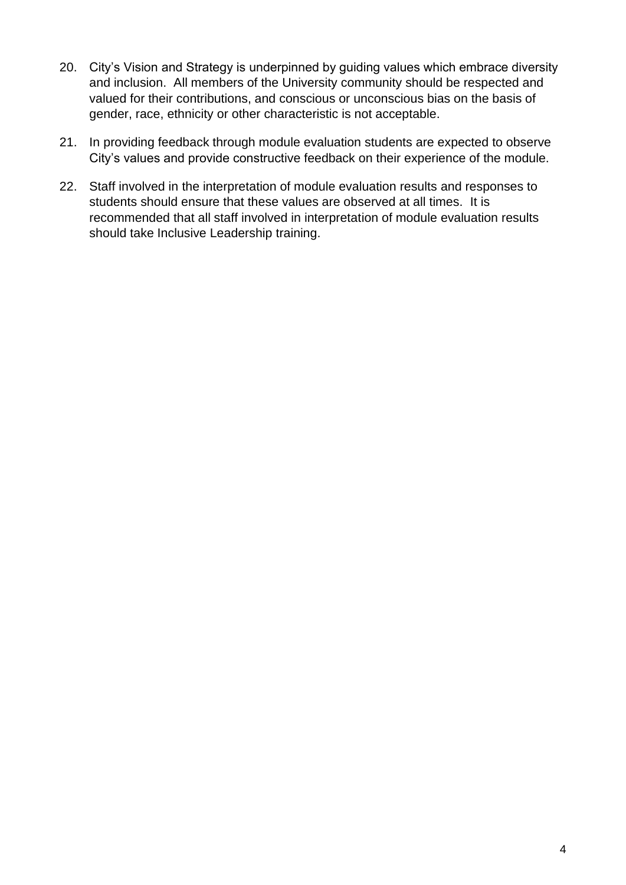20. City's Vision and Strategy is underpinned by guiding values which embrace diversity and inclusion. All members of the University community should be respected and valued for their contributions, and conscious or unconscious bias on the basis of gender, race, ethnicity or other characteristic is not acceptable.

21. In providing feedback through module evaluation students are expected to observe City's values and provide constructive feedback on their experience of the module.

22. Staff involved in the interpretation of module evaluation results and responses to students should ensure that these values are observed at all times. It is recommended that all staff involved in interpretation of module evaluation results should take Inclusive Leadership training.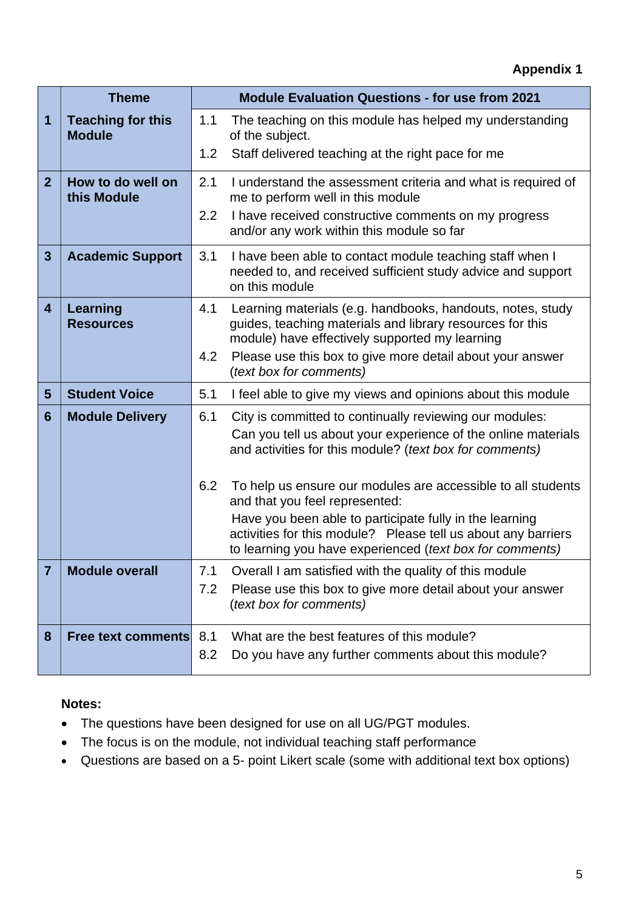**Appendix 1**

| | Theme | Module Evaluation Questions - for use from 2021 |
|---|---|---|
| **1** | **Teaching for this Module** | 1.1 The teaching on this module has helped my understanding of the subject.<br>1.2 Staff delivered teaching at the right pace for me |
| **2** | **How to do well on this Module** | 2.1 I understand the assessment criteria and what is required of me to perform well in this module<br>2.2 I have received constructive comments on my progress and/or any work within this module so far |
| **3** | **Academic Support** | 3.1 I have been able to contact module teaching staff when I needed to, and received sufficient study advice and support on this module |
| **4** | **Learning Resources** | 4.1 Learning materials (e.g. handbooks, handouts, notes, study guides, teaching materials and library resources for this module) have effectively supported my learning<br>4.2 Please use this box to give more detail about your answer (*text box for comments)* |
| **5** | **Student Voice** | 5.1 I feel able to give my views and opinions about this module |
| **6** | **Module Delivery** | 6.1 City is committed to continually reviewing our modules: Can you tell us about your experience of the online materials and activities for this module? (*text box for comments)*<br>6.2 To help us ensure our modules are accessible to all students and that you feel represented: Have you been able to participate fully in the learning activities for this module? Please tell us about any barriers to learning you have experienced (*text box for comments)* |
| **7** | **Module overall** | 7.1 Overall I am satisfied with the quality of this module<br>7.2 Please use this box to give more detail about your answer (*text box for comments)* |
| **8** | **Free text comments** | 8.1 What are the best features of this module?<br>8.2 Do you have any further comments about this module? |

**Notes:**

- The questions have been designed for use on all UG/PGT modules.
- The focus is on the module, not individual teaching staff performance
- Questions are based on a 5- point Likert scale (some with additional text box options)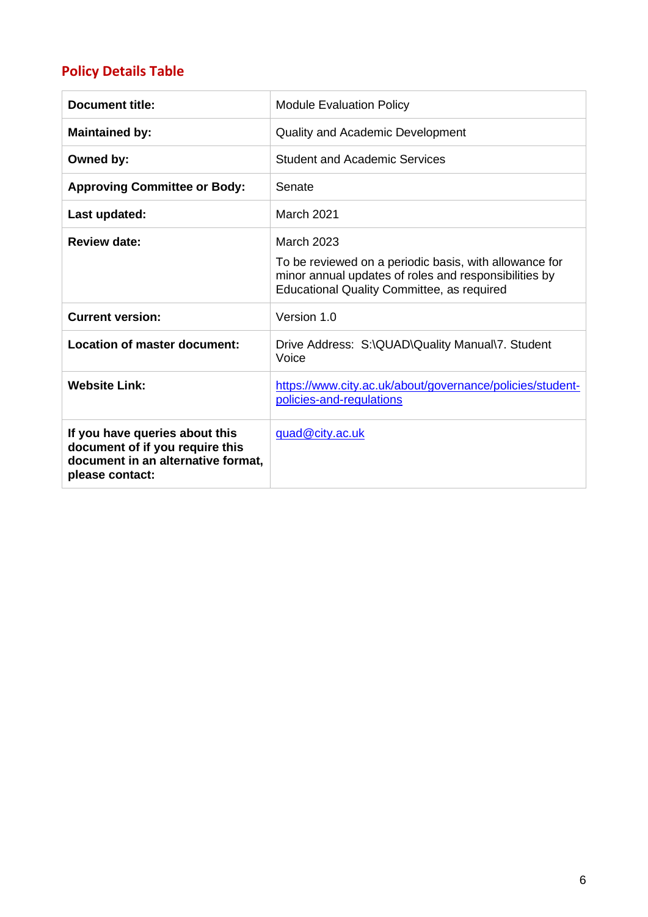## Policy Details Table

| | |
|---|---|
| **Document title:** | Module Evaluation Policy |
| **Maintained by:** | Quality and Academic Development |
| **Owned by:** | Student and Academic Services |
| **Approving Committee or Body:** | Senate |
| **Last updated:** | March 2021 |
| **Review date:** | March 2023<br>To be reviewed on a periodic basis, with allowance for minor annual updates of roles and responsibilities by Educational Quality Committee, as required |
| **Current version:** | Version 1.0 |
| **Location of master document:** | Drive Address: S:\QUAD\Quality Manual\7. Student Voice |
| **Website Link:** | https://www.city.ac.uk/about/governance/policies/student-policies-and-regulations |
| **If you have queries about this document of if you require this document in an alternative format, please contact:** | quad@city.ac.uk |